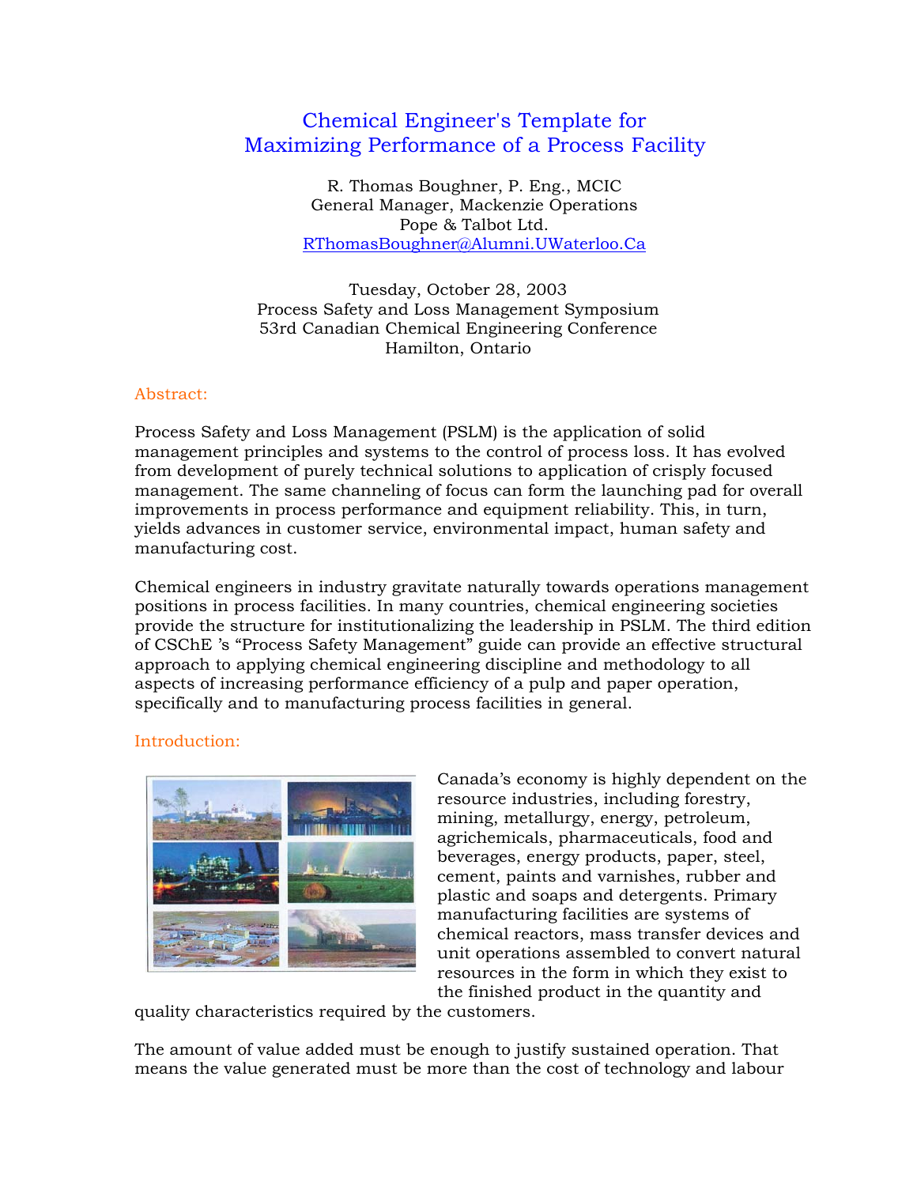# Chemical Engineer's Template for Maximizing Performance of a Process Facility

R. Thomas Boughner, P. Eng., MCIC
General Manager, Mackenzie Operations
Pope & Talbot Ltd.
RThomasBoughner@Alumni.UWaterloo.Ca

Tuesday, October 28, 2003
Process Safety and Loss Management Symposium
53rd Canadian Chemical Engineering Conference
Hamilton, Ontario

## Abstract:

Process Safety and Loss Management (PSLM) is the application of solid management principles and systems to the control of process loss. It has evolved from development of purely technical solutions to application of crisply focused management. The same channeling of focus can form the launching pad for overall improvements in process performance and equipment reliability. This, in turn, yields advances in customer service, environmental impact, human safety and manufacturing cost.

Chemical engineers in industry gravitate naturally towards operations management positions in process facilities. In many countries, chemical engineering societies provide the structure for institutionalizing the leadership in PSLM. The third edition of CSChE 's "Process Safety Management" guide can provide an effective structural approach to applying chemical engineering discipline and methodology to all aspects of increasing performance efficiency of a pulp and paper operation, specifically and to manufacturing process facilities in general.

## Introduction:

Canada's economy is highly dependent on the resource industries, including forestry, mining, metallurgy, energy, petroleum, agrichemicals, pharmaceuticals, food and beverages, energy products, paper, steel, cement, paints and varnishes, rubber and plastic and soaps and detergents. Primary manufacturing facilities are systems of chemical reactors, mass transfer devices and unit operations assembled to convert natural resources in the form in which they exist to the finished product in the quantity and quality characteristics required by the customers.

The amount of value added must be enough to justify sustained operation. That means the value generated must be more than the cost of technology and labour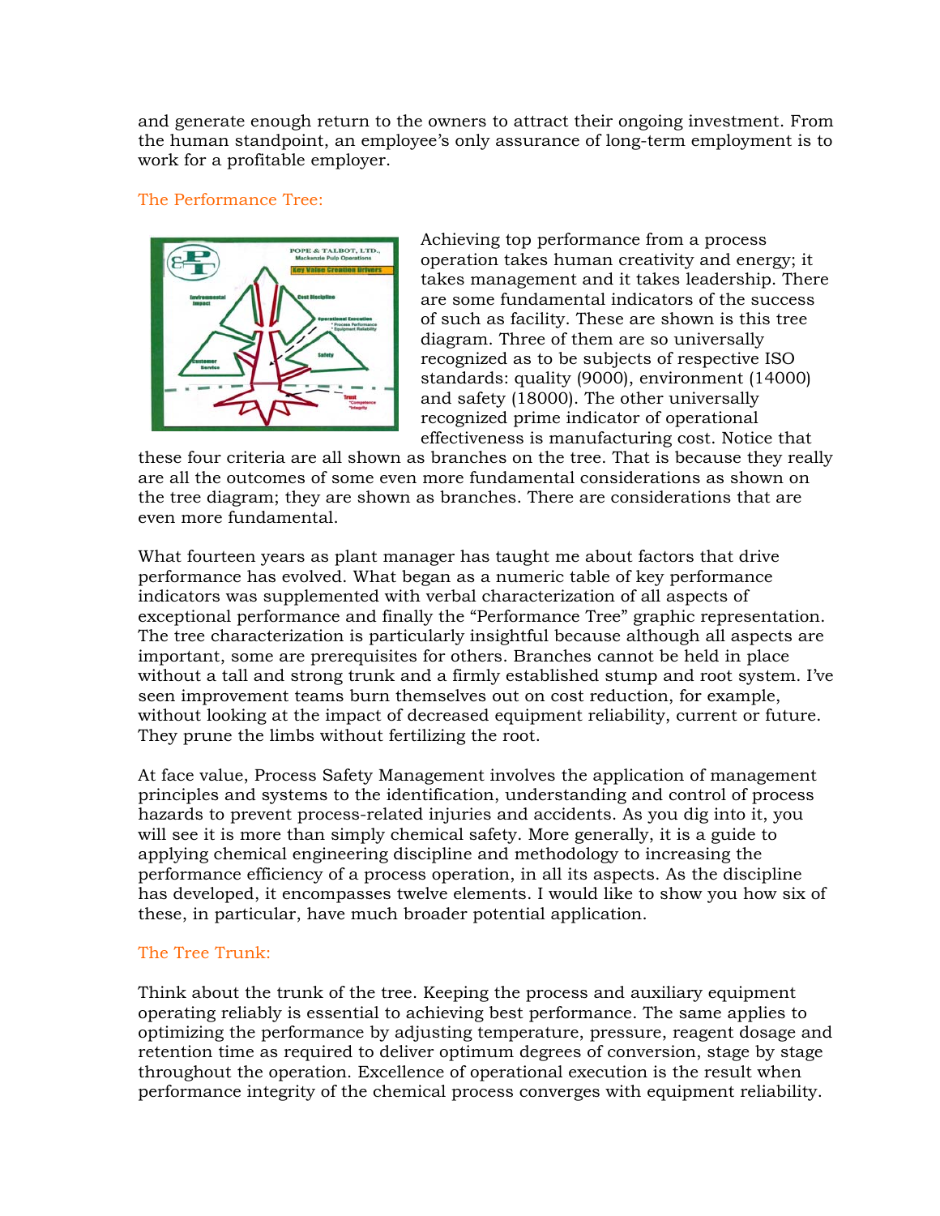and generate enough return to the owners to attract their ongoing investment. From the human standpoint, an employee's only assurance of long-term employment is to work for a profitable employer.

## The Performance Tree:

Achieving top performance from a process operation takes human creativity and energy; it takes management and it takes leadership. There are some fundamental indicators of the success of such as facility. These are shown is this tree diagram. Three of them are so universally recognized as to be subjects of respective ISO standards: quality (9000), environment (14000) and safety (18000). The other universally recognized prime indicator of operational effectiveness is manufacturing cost. Notice that these four criteria are all shown as branches on the tree. That is because they really are all the outcomes of some even more fundamental considerations as shown on the tree diagram; they are shown as branches. There are considerations that are even more fundamental.

What fourteen years as plant manager has taught me about factors that drive performance has evolved. What began as a numeric table of key performance indicators was supplemented with verbal characterization of all aspects of exceptional performance and finally the "Performance Tree" graphic representation. The tree characterization is particularly insightful because although all aspects are important, some are prerequisites for others. Branches cannot be held in place without a tall and strong trunk and a firmly established stump and root system. I've seen improvement teams burn themselves out on cost reduction, for example, without looking at the impact of decreased equipment reliability, current or future. They prune the limbs without fertilizing the root.

At face value, Process Safety Management involves the application of management principles and systems to the identification, understanding and control of process hazards to prevent process-related injuries and accidents. As you dig into it, you will see it is more than simply chemical safety. More generally, it is a guide to applying chemical engineering discipline and methodology to increasing the performance efficiency of a process operation, in all its aspects. As the discipline has developed, it encompasses twelve elements. I would like to show you how six of these, in particular, have much broader potential application.

## The Tree Trunk:

Think about the trunk of the tree. Keeping the process and auxiliary equipment operating reliably is essential to achieving best performance. The same applies to optimizing the performance by adjusting temperature, pressure, reagent dosage and retention time as required to deliver optimum degrees of conversion, stage by stage throughout the operation. Excellence of operational execution is the result when performance integrity of the chemical process converges with equipment reliability.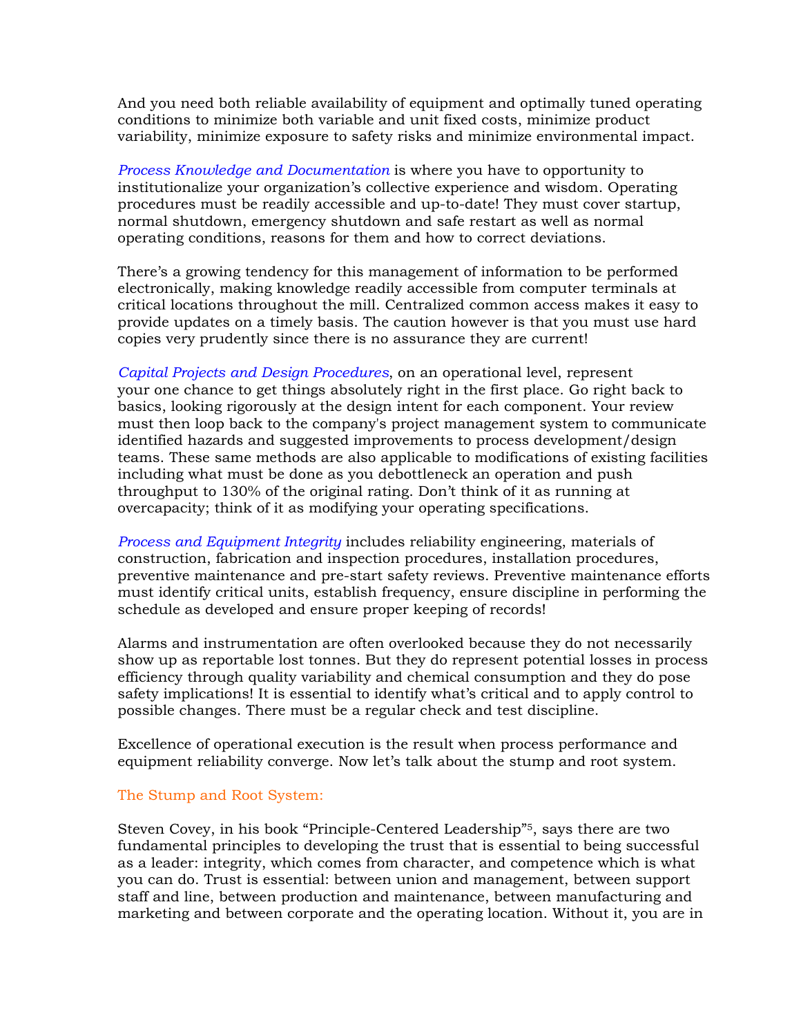And you need both reliable availability of equipment and optimally tuned operating conditions to minimize both variable and unit fixed costs, minimize product variability, minimize exposure to safety risks and minimize environmental impact.

*Process Knowledge and Documentation* is where you have to opportunity to institutionalize your organization's collective experience and wisdom. Operating procedures must be readily accessible and up-to-date! They must cover startup, normal shutdown, emergency shutdown and safe restart as well as normal operating conditions, reasons for them and how to correct deviations.

There's a growing tendency for this management of information to be performed electronically, making knowledge readily accessible from computer terminals at critical locations throughout the mill. Centralized common access makes it easy to provide updates on a timely basis. The caution however is that you must use hard copies very prudently since there is no assurance they are current!

*Capital Projects and Design Procedures*, on an operational level, represent your one chance to get things absolutely right in the first place. Go right back to basics, looking rigorously at the design intent for each component. Your review must then loop back to the company's project management system to communicate identified hazards and suggested improvements to process development/design teams. These same methods are also applicable to modifications of existing facilities including what must be done as you debottleneck an operation and push throughput to 130% of the original rating. Don't think of it as running at overcapacity; think of it as modifying your operating specifications.

*Process and Equipment Integrity* includes reliability engineering, materials of construction, fabrication and inspection procedures, installation procedures, preventive maintenance and pre-start safety reviews. Preventive maintenance efforts must identify critical units, establish frequency, ensure discipline in performing the schedule as developed and ensure proper keeping of records!

Alarms and instrumentation are often overlooked because they do not necessarily show up as reportable lost tonnes. But they do represent potential losses in process efficiency through quality variability and chemical consumption and they do pose safety implications! It is essential to identify what's critical and to apply control to possible changes. There must be a regular check and test discipline.

Excellence of operational execution is the result when process performance and equipment reliability converge. Now let's talk about the stump and root system.

## The Stump and Root System:

Steven Covey, in his book "Principle-Centered Leadership"[5], says there are two fundamental principles to developing the trust that is essential to being successful as a leader: integrity, which comes from character, and competence which is what you can do. Trust is essential: between union and management, between support staff and line, between production and maintenance, between manufacturing and marketing and between corporate and the operating location. Without it, you are in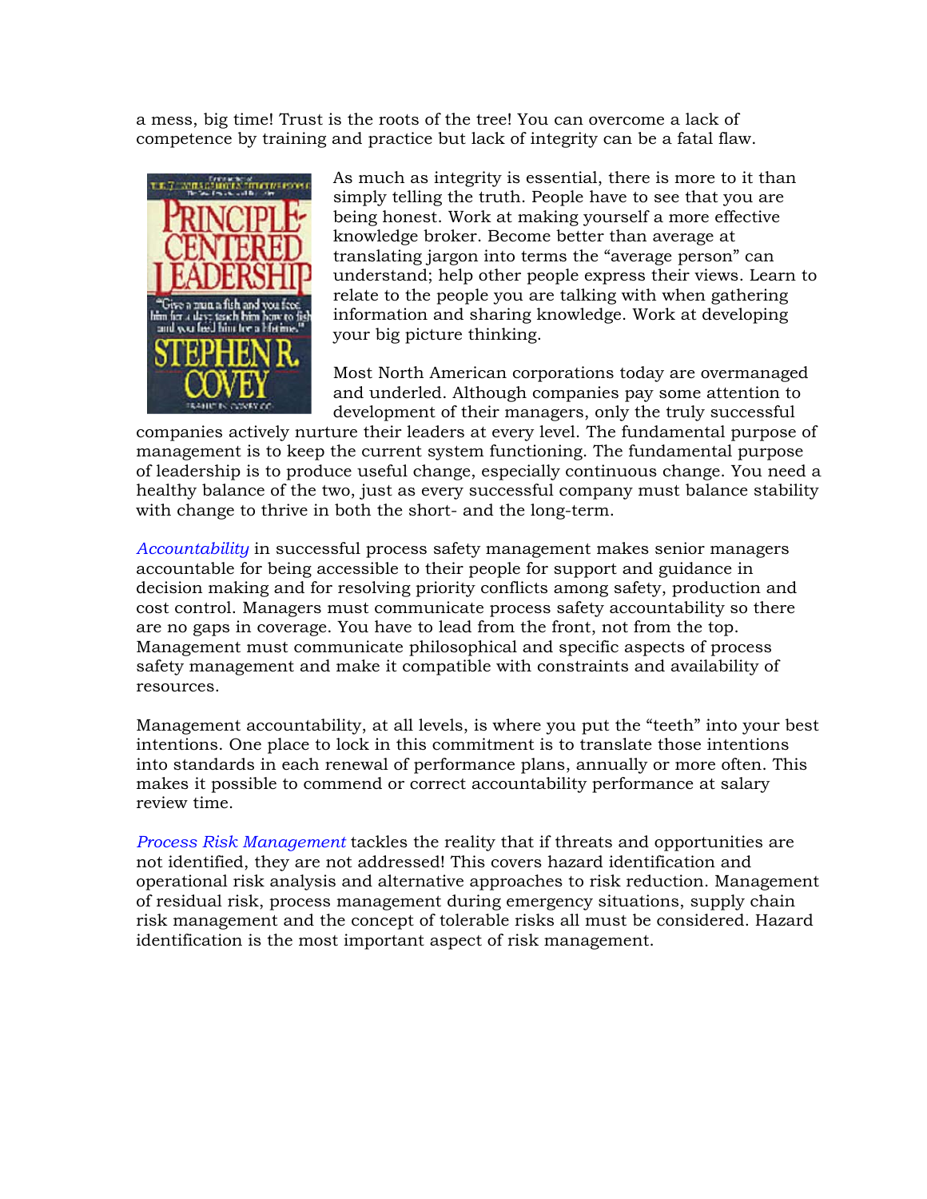a mess, big time! Trust is the roots of the tree! You can overcome a lack of competence by training and practice but lack of integrity can be a fatal flaw.

As much as integrity is essential, there is more to it than simply telling the truth. People have to see that you are being honest. Work at making yourself a more effective knowledge broker. Become better than average at translating jargon into terms the "average person" can understand; help other people express their views. Learn to relate to the people you are talking with when gathering information and sharing knowledge. Work at developing your big picture thinking.

Most North American corporations today are overmanaged and underled. Although companies pay some attention to development of their managers, only the truly successful companies actively nurture their leaders at every level. The fundamental purpose of management is to keep the current system functioning. The fundamental purpose of leadership is to produce useful change, especially continuous change. You need a healthy balance of the two, just as every successful company must balance stability with change to thrive in both the short- and the long-term.

*Accountability* in successful process safety management makes senior managers accountable for being accessible to their people for support and guidance in decision making and for resolving priority conflicts among safety, production and cost control. Managers must communicate process safety accountability so there are no gaps in coverage. You have to lead from the front, not from the top. Management must communicate philosophical and specific aspects of process safety management and make it compatible with constraints and availability of resources.

Management accountability, at all levels, is where you put the "teeth" into your best intentions. One place to lock in this commitment is to translate those intentions into standards in each renewal of performance plans, annually or more often. This makes it possible to commend or correct accountability performance at salary review time.

*Process Risk Management* tackles the reality that if threats and opportunities are not identified, they are not addressed! This covers hazard identification and operational risk analysis and alternative approaches to risk reduction. Management of residual risk, process management during emergency situations, supply chain risk management and the concept of tolerable risks all must be considered. Hazard identification is the most important aspect of risk management.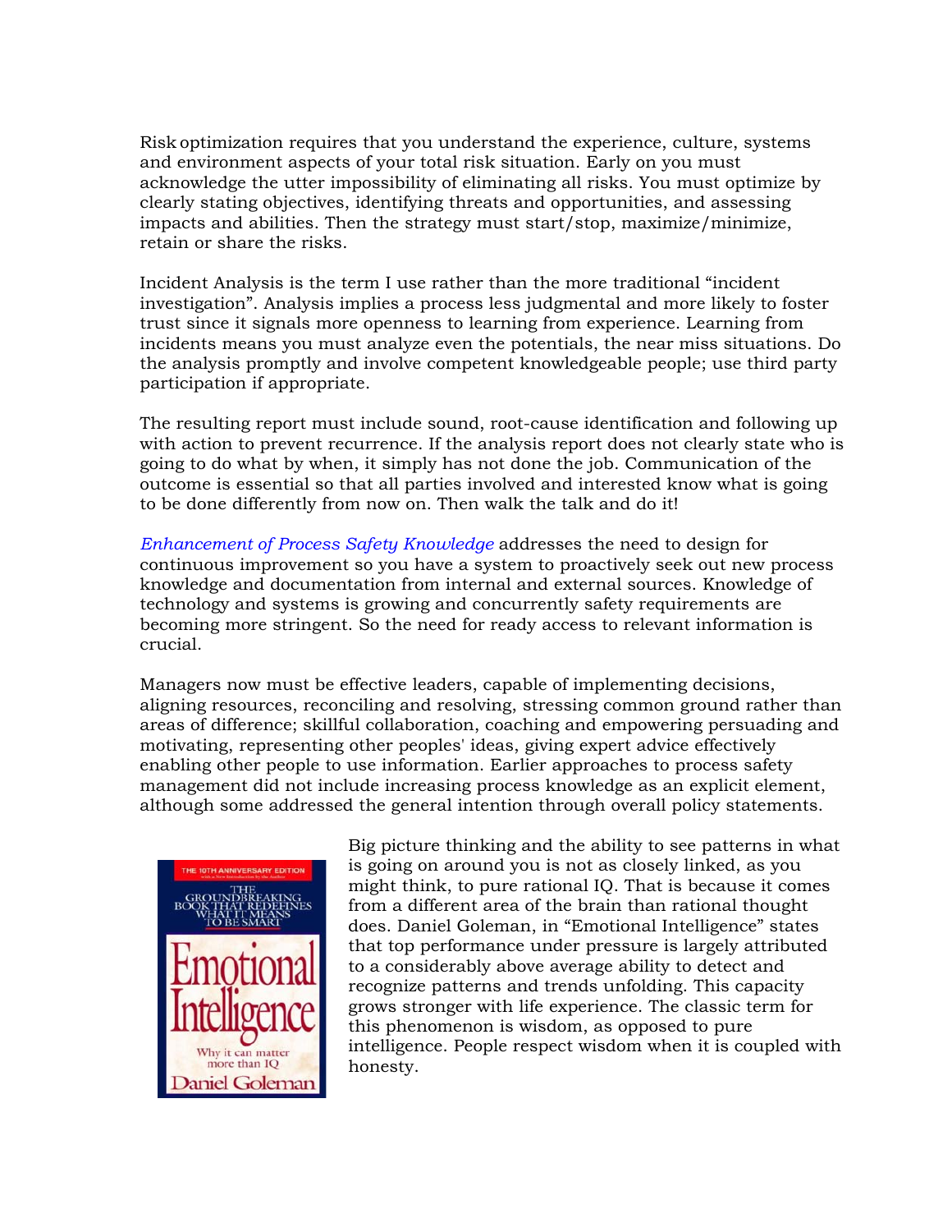Risk optimization requires that you understand the experience, culture, systems and environment aspects of your total risk situation. Early on you must acknowledge the utter impossibility of eliminating all risks. You must optimize by clearly stating objectives, identifying threats and opportunities, and assessing impacts and abilities. Then the strategy must start/stop, maximize/minimize, retain or share the risks.

Incident Analysis is the term I use rather than the more traditional "incident investigation". Analysis implies a process less judgmental and more likely to foster trust since it signals more openness to learning from experience. Learning from incidents means you must analyze even the potentials, the near miss situations. Do the analysis promptly and involve competent knowledgeable people; use third party participation if appropriate.

The resulting report must include sound, root-cause identification and following up with action to prevent recurrence. If the analysis report does not clearly state who is going to do what by when, it simply has not done the job. Communication of the outcome is essential so that all parties involved and interested know what is going to be done differently from now on. Then walk the talk and do it!

*Enhancement of Process Safety Knowledge* addresses the need to design for continuous improvement so you have a system to proactively seek out new process knowledge and documentation from internal and external sources. Knowledge of technology and systems is growing and concurrently safety requirements are becoming more stringent. So the need for ready access to relevant information is crucial.

Managers now must be effective leaders, capable of implementing decisions, aligning resources, reconciling and resolving, stressing common ground rather than areas of difference; skillful collaboration, coaching and empowering persuading and motivating, representing other peoples' ideas, giving expert advice effectively enabling other people to use information. Earlier approaches to process safety management did not include increasing process knowledge as an explicit element, although some addressed the general intention through overall policy statements.

Big picture thinking and the ability to see patterns in what is going on around you is not as closely linked, as you might think, to pure rational IQ. That is because it comes from a different area of the brain than rational thought does. Daniel Goleman, in "Emotional Intelligence" states that top performance under pressure is largely attributed to a considerably above average ability to detect and recognize patterns and trends unfolding. This capacity grows stronger with life experience. The classic term for this phenomenon is wisdom, as opposed to pure intelligence. People respect wisdom when it is coupled with honesty.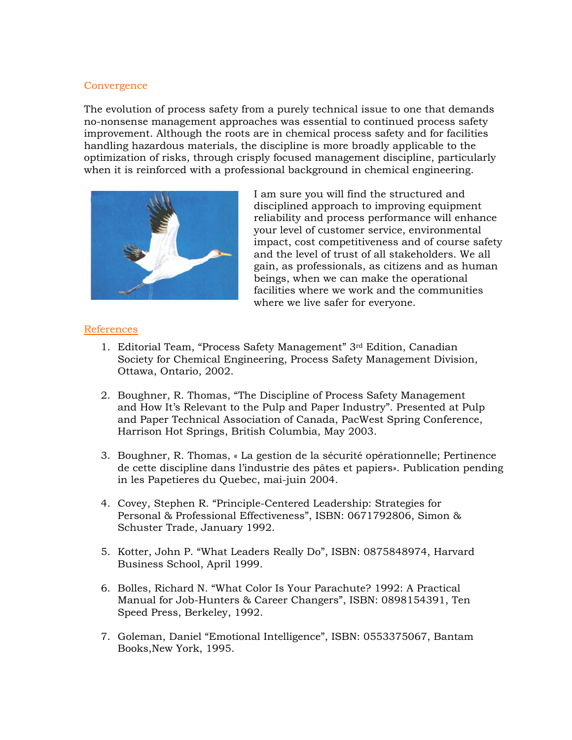## Convergence

The evolution of process safety from a purely technical issue to one that demands no-nonsense management approaches was essential to continued process safety improvement. Although the roots are in chemical process safety and for facilities handling hazardous materials, the discipline is more broadly applicable to the optimization of risks, through crisply focused management discipline, particularly when it is reinforced with a professional background in chemical engineering.

I am sure you will find the structured and disciplined approach to improving equipment reliability and process performance will enhance your level of customer service, environmental impact, cost competitiveness and of course safety and the level of trust of all stakeholders. We all gain, as professionals, as citizens and as human beings, when we can make the operational facilities where we work and the communities where we live safer for everyone.

## References

1. Editorial Team, "Process Safety Management" 3rd Edition, Canadian Society for Chemical Engineering, Process Safety Management Division, Ottawa, Ontario, 2002.

2. Boughner, R. Thomas, "The Discipline of Process Safety Management and How It's Relevant to the Pulp and Paper Industry". Presented at Pulp and Paper Technical Association of Canada, PacWest Spring Conference, Harrison Hot Springs, British Columbia, May 2003.

3. Boughner, R. Thomas, « La gestion de la sécurité opérationnelle; Pertinence de cette discipline dans l'industrie des pâtes et papiers». Publication pending in les Papetieres du Quebec, mai-juin 2004.

4. Covey, Stephen R. "Principle-Centered Leadership: Strategies for Personal & Professional Effectiveness", ISBN: 0671792806, Simon & Schuster Trade, January 1992.

5. Kotter, John P. "What Leaders Really Do", ISBN: 0875848974, Harvard Business School, April 1999.

6. Bolles, Richard N. "What Color Is Your Parachute? 1992: A Practical Manual for Job-Hunters & Career Changers", ISBN: 0898154391, Ten Speed Press, Berkeley, 1992.

7. Goleman, Daniel "Emotional Intelligence", ISBN: 0553375067, Bantam Books,New York, 1995.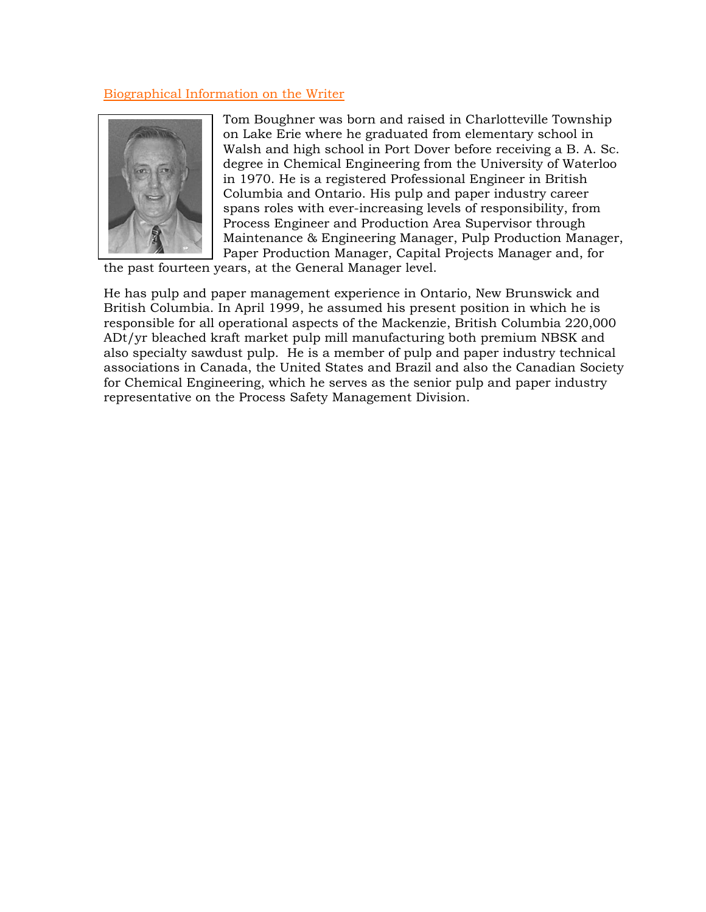## Biographical Information on the Writer

Tom Boughner was born and raised in Charlotteville Township on Lake Erie where he graduated from elementary school in Walsh and high school in Port Dover before receiving a B. A. Sc. degree in Chemical Engineering from the University of Waterloo in 1970. He is a registered Professional Engineer in British Columbia and Ontario. His pulp and paper industry career spans roles with ever-increasing levels of responsibility, from Process Engineer and Production Area Supervisor through Maintenance & Engineering Manager, Pulp Production Manager, Paper Production Manager, Capital Projects Manager and, for the past fourteen years, at the General Manager level.

He has pulp and paper management experience in Ontario, New Brunswick and British Columbia. In April 1999, he assumed his present position in which he is responsible for all operational aspects of the Mackenzie, British Columbia 220,000 ADt/yr bleached kraft market pulp mill manufacturing both premium NBSK and also specialty sawdust pulp. He is a member of pulp and paper industry technical associations in Canada, the United States and Brazil and also the Canadian Society for Chemical Engineering, which he serves as the senior pulp and paper industry representative on the Process Safety Management Division.